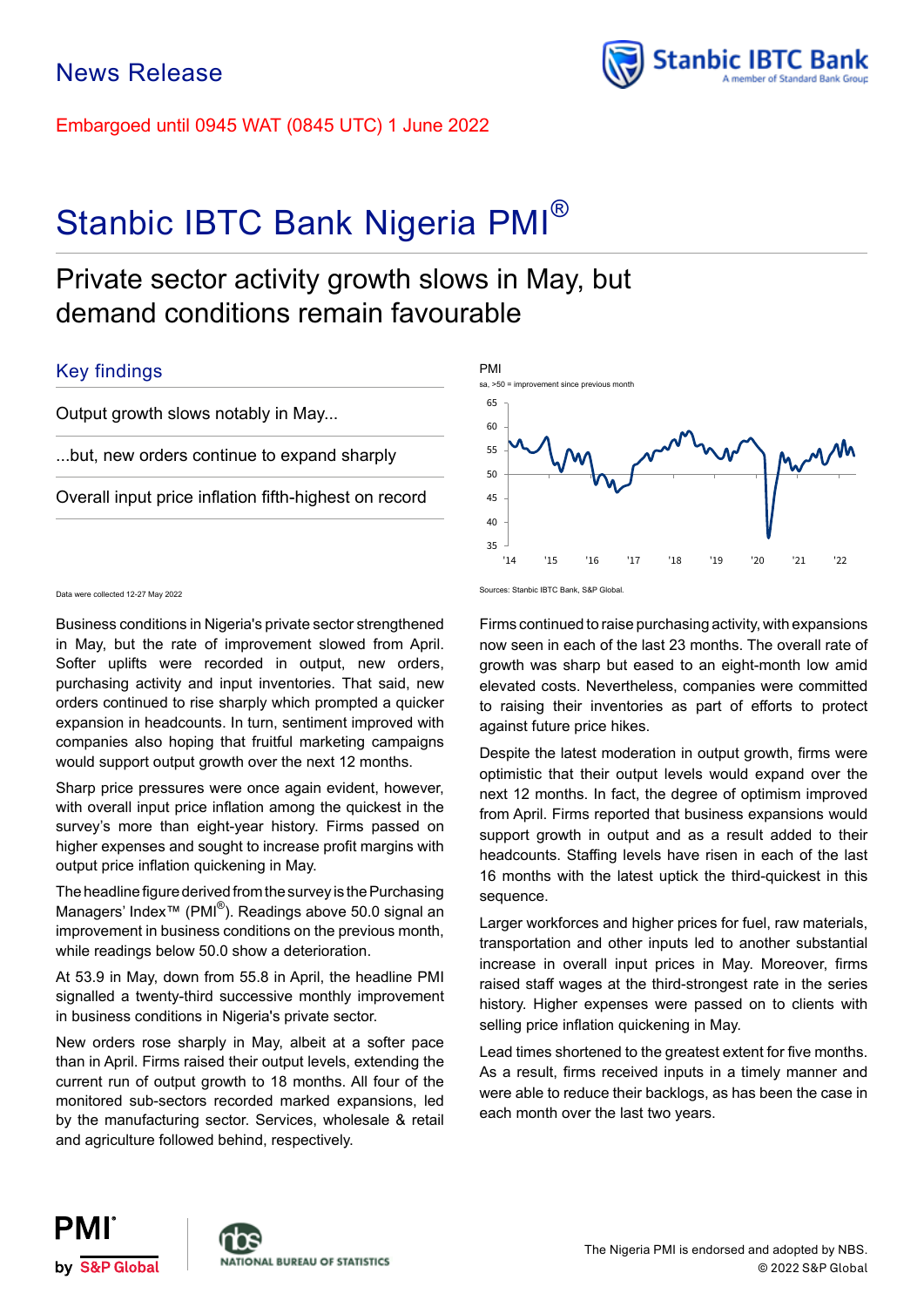News Release

Embargoed until 0945 WAT (0845 UTC) 1 June 2022

# Stanbic IBTC Bank Nigeria PMI®

## Private sector activity growth slows in May, but demand conditions remain favourable

### Key findings

Output growth slows notably in May...

...but, new orders continue to expand sharply

Overall input price inflation fifth-highest on record

PMI
sa, >50 = improvement since previous month

Sources: Stanbic IBTC Bank, S&P Global.

Data were collected 12-27 May 2022

Business conditions in Nigeria's private sector strengthened in May, but the rate of improvement slowed from April. Softer uplifts were recorded in output, new orders, purchasing activity and input inventories. That said, new orders continued to rise sharply which prompted a quicker expansion in headcounts. In turn, sentiment improved with companies also hoping that fruitful marketing campaigns would support output growth over the next 12 months.

Sharp price pressures were once again evident, however, with overall input price inflation among the quickest in the survey's more than eight-year history. Firms passed on higher expenses and sought to increase profit margins with output price inflation quickening in May.

The headline figure derived from the survey is the Purchasing Managers' Index™ (PMI®). Readings above 50.0 signal an improvement in business conditions on the previous month, while readings below 50.0 show a deterioration.

At 53.9 in May, down from 55.8 in April, the headline PMI signalled a twenty-third successive monthly improvement in business conditions in Nigeria's private sector.

New orders rose sharply in May, albeit at a softer pace than in April. Firms raised their output levels, extending the current run of output growth to 18 months. All four of the monitored sub-sectors recorded marked expansions, led by the manufacturing sector. Services, wholesale & retail and agriculture followed behind, respectively.

Firms continued to raise purchasing activity, with expansions now seen in each of the last 23 months. The overall rate of growth was sharp but eased to an eight-month low amid elevated costs. Nevertheless, companies were committed to raising their inventories as part of efforts to protect against future price hikes.

Despite the latest moderation in output growth, firms were optimistic that their output levels would expand over the next 12 months. In fact, the degree of optimism improved from April. Firms reported that business expansions would support growth in output and as a result added to their headcounts. Staffing levels have risen in each of the last 16 months with the latest uptick the third-quickest in this sequence.

Larger workforces and higher prices for fuel, raw materials, transportation and other inputs led to another substantial increase in overall input prices in May. Moreover, firms raised staff wages at the third-strongest rate in the series history. Higher expenses were passed on to clients with selling price inflation quickening in May.

Lead times shortened to the greatest extent for five months. As a result, firms received inputs in a timely manner and were able to reduce their backlogs, as has been the case in each month over the last two years.

The Nigeria PMI is endorsed and adopted by NBS.
© 2022 S&P Global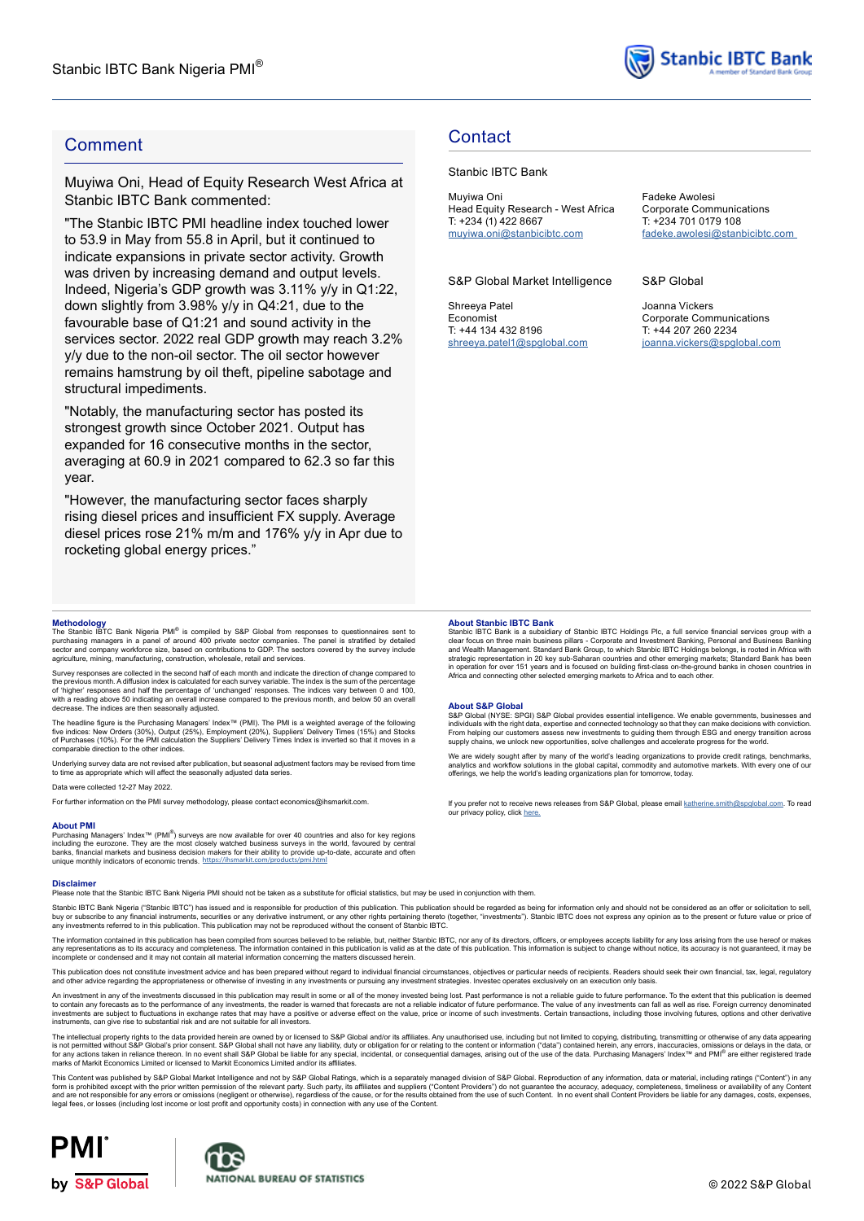## Comment

Muyiwa Oni, Head of Equity Research West Africa at Stanbic IBTC Bank commented:

"The Stanbic IBTC PMI headline index touched lower to 53.9 in May from 55.8 in April, but it continued to indicate expansions in private sector activity. Growth was driven by increasing demand and output levels. Indeed, Nigeria's GDP growth was 3.11% y/y in Q1:22, down slightly from 3.98% y/y in Q4:21, due to the favourable base of Q1:21 and sound activity in the services sector. 2022 real GDP growth may reach 3.2% y/y due to the non-oil sector. The oil sector however remains hamstrung by oil theft, pipeline sabotage and structural impediments.

"Notably, the manufacturing sector has posted its strongest growth since October 2021. Output has expanded for 16 consecutive months in the sector, averaging at 60.9 in 2021 compared to 62.3 so far this year.

"However, the manufacturing sector faces sharply rising diesel prices and insufficient FX supply. Average diesel prices rose 21% m/m and 176% y/y in Apr due to rocketing global energy prices."

## Contact

Stanbic IBTC Bank

Muyiwa Oni
Head Equity Research - West Africa
T: +234 (1) 422 8667
muyiwa.oni@stanbicibtc.com

Fadeke Awolesi
Corporate Communications
T: +234 701 0179 108
fadeke.awolesi@stanbicibtc.com

S&P Global Market Intelligence

Shreeya Patel
Economist
T: +44 134 432 8196
shreeya.patel1@spglobal.com

S&P Global

Joanna Vickers
Corporate Communications
T: +44 207 260 2234
joanna.vickers@spglobal.com

### Methodology

The Stanbic IBTC Bank Nigeria PMI® is compiled by S&P Global from responses to questionnaires sent to purchasing managers in a panel of around 400 private sector companies. The panel is stratified by detailed sector and company workforce size, based on contributions to GDP. The sectors covered by the survey include agriculture, mining, manufacturing, construction, wholesale, retail and services.

Survey responses are collected in the second half of each month and indicate the direction of change compared to the previous month. A diffusion index is calculated for each survey variable. The index is the sum of the percentage of 'higher' responses and half the percentage of 'unchanged' responses. The indices vary between 0 and 100, with a reading above 50 indicating an overall increase compared to the previous month, and below 50 an overall decrease. The indices are then seasonally adjusted.

The headline figure is the Purchasing Managers' Index™ (PMI). The PMI is a weighted average of the following five indices: New Orders (30%), Output (25%), Employment (20%), Suppliers' Delivery Times (15%) and Stocks of Purchases (10%). For the PMI calculation the Suppliers' Delivery Times Index is inverted so that it moves in a comparable direction to the other indices.

Underlying survey data are not revised after publication, but seasonal adjustment factors may be revised from time to time as appropriate which will affect the seasonally adjusted data series.

Data were collected 12-27 May 2022.

For further information on the PMI survey methodology, please contact economics@ihsmarkit.com.

### About PMI

Purchasing Managers' Index™ (PMI®) surveys are now available for over 40 countries and also for key regions including the eurozone. They are the most closely watched business surveys in the world, favoured by central banks, financial markets and business decision makers for their ability to provide up-to-date, accurate and often unique monthly indicators of economic trends. https://ihsmarkit.com/products/pmi.html

### About Stanbic IBTC Bank

Stanbic IBTC Bank is a subsidiary of Stanbic IBTC Holdings Plc, a full service financial services group with a clear focus on three main business pillars - Corporate and Investment Banking, Personal and Business Banking and Wealth Management. Standard Bank Group, to which Stanbic IBTC Holdings belongs, is rooted in Africa with strategic representation in 20 key sub-Saharan countries and other emerging markets; Standard Bank has been in operation for over 151 years and is focused on building first-class on-the-ground banks in chosen countries in Africa and connecting other selected emerging markets to Africa and to each other.

### About S&P Global

S&P Global (NYSE: SPGI) S&P Global provides essential intelligence. We enable governments, businesses and individuals with the right data, expertise and connected technology so that they can make decisions with conviction. From helping our customers assess new investments to guiding them through ESG and energy transition across supply chains, we unlock new opportunities, solve challenges and accelerate progress for the world.

We are widely sought after by many of the world's leading organizations to provide credit ratings, benchmarks, analytics and workflow solutions in the global capital, commodity and automotive markets. With every one of our offerings, we help the world's leading organizations plan for tomorrow, today.

If you prefer not to receive news releases from S&P Global, please email katherine.smith@spglobal.com. To read our privacy policy, click here.

### Disclaimer

Please note that the Stanbic IBTC Bank Nigeria PMI should not be taken as a substitute for official statistics, but may be used in conjunction with them.

Stanbic IBTC Bank Nigeria ("Stanbic IBTC") has issued and is responsible for production of this publication. This publication should be regarded as being for information only and should not be considered as an offer or solicitation to sell, buy or subscribe to any financial instruments, securities or any derivative instrument, or any other rights pertaining thereto (together, "investments"). Stanbic IBTC does not express any opinion as to the present or future value or price of any investments referred to in this publication. This publication may not be reproduced without the consent of Stanbic IBTC.

The information contained in this publication has been compiled from sources believed to be reliable, but, neither Stanbic IBTC, nor any of its directors, officers, or employees accepts liability for any loss arising from the use hereof or makes any representations as to its accuracy and completeness. The information contained in this publication is valid as at the date of this publication. This information is subject to change without notice, its accuracy is not guaranteed, it may be incomplete or condensed and it may not contain all material information concerning the matters discussed herein.

This publication does not constitute investment advice and has been prepared without regard to individual financial circumstances, objectives or particular needs of recipients. Readers should seek their own financial, tax, legal, regulatory and other advice regarding the appropriateness or otherwise of investing in any investments or pursuing any investment strategies. Investec operates exclusively on an execution only basis.

An investment in any of the investments discussed in this publication may result in some or all of the money invested being lost. Past performance is not a reliable guide to future performance. To the extent that this publication is deemed to contain any forecasts as to the performance of any investments, the reader is warned that forecasts are not a reliable indicator of future performance. The value of any investments can fall as well as rise. Foreign currency denominated investments are subject to fluctuations in exchange rates that may have a positive or adverse effect on the value, price or income of such investments. Certain transactions, including those involving futures, options and other derivative instruments, can give rise to substantial risk and are not suitable for all investors.

The intellectual property rights to the data provided herein are owned by or licensed to S&P Global and/or its affiliates. Any unauthorised use, including but not limited to copying, distributing, transmitting or otherwise of any data appearing is not permitted without S&P Global's prior consent. S&P Global shall not have any liability, duty or obligation for or relating to the content or information ("data") contained herein, any errors, inaccuracies, omissions or delays in the data, or for any actions taken in reliance thereon. In no event shall S&P Global be liable for any special, incidental, or consequential damages, arising out of the use of the data. Purchasing Managers' Index™ and PMI® are either registered trade marks of Markit Economics Limited or licensed to Markit Economics Limited and/or its affiliates.

This Content was published by S&P Global Market Intelligence and not by S&P Global Ratings, which is a separately managed division of S&P Global. Reproduction of any information, data or material, including ratings ("Content") in any form is prohibited except with the prior written permission of the relevant party. Such party, its affiliates and suppliers ("Content Providers") do not guarantee the accuracy, adequacy, completeness, timeliness or availability of any Content and are not responsible for any errors or omissions (negligent or otherwise), regardless of the cause, or for the results obtained from the use of such Content. In no event shall Content Providers be liable for any damages, costs, expenses, legal fees, or losses (including lost income or lost profit and opportunity costs) in connection with any use of the Content.

© 2022 S&P Global